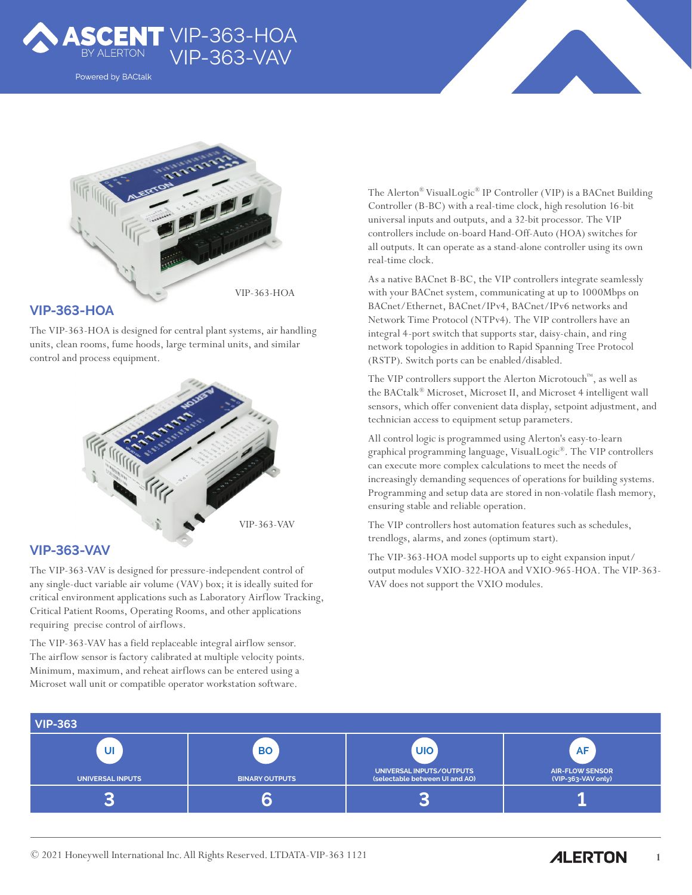# ASCENT BY ALERTON VIP-363-HOA VIP-363-VAV

Powered by BACtalk

VIP-363-HOA

## VIP-363-HOA

The VIP-363-HOA is designed for central plant systems, air handling units, clean rooms, fume hoods, large terminal units, and similar control and process equipment.

VIP-363-VAV

## VIP-363-VAV

The VIP-363-VAV is designed for pressure-independent control of any single-duct variable air volume (VAV) box; it is ideally suited for critical environment applications such as Laboratory Airflow Tracking, Critical Patient Rooms, Operating Rooms, and other applications requiring precise control of airflows.

The VIP-363-VAV has a field replaceable integral airflow sensor. The airflow sensor is factory calibrated at multiple velocity points. Minimum, maximum, and reheat airflows can be entered using a Microset wall unit or compatible operator workstation software.

The Alerton® VisualLogic® IP Controller (VIP) is a BACnet Building Controller (B-BC) with a real-time clock, high resolution 16-bit universal inputs and outputs, and a 32-bit processor. The VIP controllers include on-board Hand-Off-Auto (HOA) switches for all outputs. It can operate as a stand-alone controller using its own real-time clock.

As a native BACnet B-BC, the VIP controllers integrate seamlessly with your BACnet system, communicating at up to 1000Mbps on BACnet/Ethernet, BACnet/IPv4, BACnet/IPv6 networks and Network Time Protocol (NTPv4). The VIP controllers have an integral 4-port switch that supports star, daisy-chain, and ring network topologies in addition to Rapid Spanning Tree Protocol (RSTP). Switch ports can be enabled/disabled.

The VIP controllers support the Alerton Microtouch™, as well as the BACtalk® Microset, Microset II, and Microset 4 intelligent wall sensors, which offer convenient data display, setpoint adjustment, and technician access to equipment setup parameters.

All control logic is programmed using Alerton's easy-to-learn graphical programming language, VisualLogic®. The VIP controllers can execute more complex calculations to meet the needs of increasingly demanding sequences of operations for building systems. Programming and setup data are stored in non-volatile flash memory, ensuring stable and reliable operation.

The VIP controllers host automation features such as schedules, trendlogs, alarms, and zones (optimum start).

The VIP-363-HOA model supports up to eight expansion input/output modules VXIO-322-HOA and VXIO-965-HOA. The VIP-363-VAV does not support the VXIO modules.

| VIP-363 | | | |
|---|---|---|---|
| UI UNIVERSAL INPUTS | BO BINARY OUTPUTS | UIO UNIVERSAL INPUTS/OUTPUTS (selectable between UI and AO) | AF AIR-FLOW SENSOR (VIP-363-VAV only) |
| 3 | 6 | 3 | 1 |

© 2021 Honeywell International Inc. All Rights Reserved. LTDATA-VIP-363 1121

ALERTON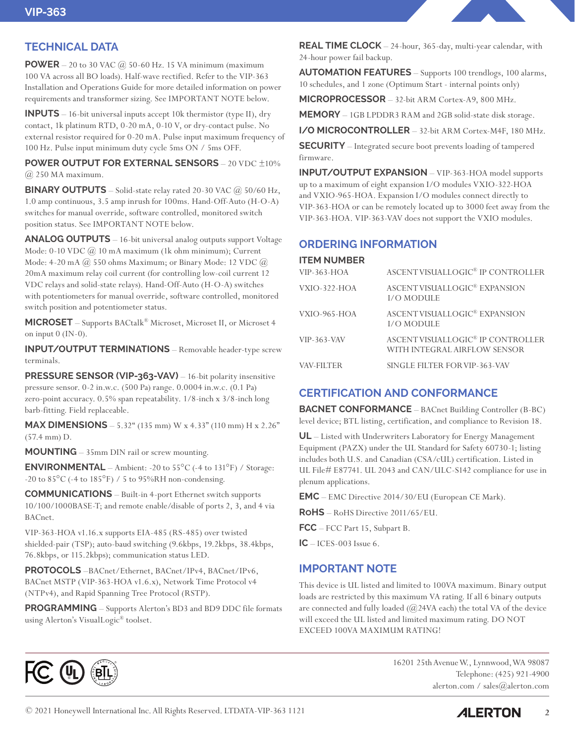## TECHNICAL DATA

**POWER** – 20 to 30 VAC @ 50-60 Hz. 15 VA minimum (maximum 100 VA across all BO loads). Half-wave rectified. Refer to the VIP-363 Installation and Operations Guide for more detailed information on power requirements and transformer sizing. See IMPORTANT NOTE below.

**INPUTS** – 16-bit universal inputs accept 10k thermistor (type II), dry contact, 1k platinum RTD, 0-20 mA, 0-10 V, or dry-contact pulse. No external resistor required for 0-20 mA. Pulse input maximum frequency of 100 Hz. Pulse input minimum duty cycle 5ms ON / 5ms OFF.

**POWER OUTPUT FOR EXTERNAL SENSORS** – 20 VDC ±10% @ 250 MA maximum.

**BINARY OUTPUTS** – Solid-state relay rated 20-30 VAC @ 50/60 Hz, 1.0 amp continuous, 3.5 amp inrush for 100ms. Hand-Off-Auto (H-O-A) switches for manual override, software controlled, monitored switch position status. See IMPORTANT NOTE below.

**ANALOG OUTPUTS** – 16-bit universal analog outputs support Voltage Mode: 0-10 VDC @ 10 mA maximum (1k ohm minimum); Current Mode: 4-20 mA @ 550 ohms Maximum; or Binary Mode: 12 VDC @ 20mA maximum relay coil current (for controlling low-coil current 12 VDC relays and solid-state relays). Hand-Off-Auto (H-O-A) switches with potentiometers for manual override, software controlled, monitored switch position and potentiometer status.

**MICROSET** – Supports BACtalk® Microset, Microset II, or Microset 4 on input 0 (IN-0).

**INPUT/OUTPUT TERMINATIONS** – Removable header-type screw terminals.

**PRESSURE SENSOR (VIP-363-VAV)** – 16-bit polarity insensitive pressure sensor. 0-2 in.w.c. (500 Pa) range. 0.0004 in.w.c. (0.1 Pa) zero-point accuracy. 0.5% span repeatability. 1/8-inch x 3/8-inch long barb-fitting. Field replaceable.

**MAX DIMENSIONS** – 5.32" (135 mm) W x 4.33" (110 mm) H x 2.26" (57.4 mm) D.

**MOUNTING** – 35mm DIN rail or screw mounting.

**ENVIRONMENTAL** – Ambient: -20 to 55°C (-4 to 131°F) / Storage: -20 to 85°C (-4 to 185°F) / 5 to 95%RH non-condensing.

**COMMUNICATIONS** – Built-in 4-port Ethernet switch supports 10/100/1000BASE-T; and remote enable/disable of ports 2, 3, and 4 via BACnet.

VIP-363-HOA v1.16.x supports EIA-485 (RS-485) over twisted shielded-pair (TSP); auto-baud switching (9.6kbps, 19.2kbps, 38.4kbps, 76.8kbps, or 115.2kbps); communication status LED.

**PROTOCOLS** –BACnet/Ethernet, BACnet/IPv4, BACnet/IPv6, BACnet MSTP (VIP-363-HOA v1.6.x), Network Time Protocol v4 (NTPv4), and Rapid Spanning Tree Protocol (RSTP).

**PROGRAMMING** – Supports Alerton's BD3 and BD9 DDC file formats using Alerton's VisualLogic® toolset.

**REAL TIME CLOCK** – 24-hour, 365-day, multi-year calendar, with 24-hour power fail backup.

**AUTOMATION FEATURES** – Supports 100 trendlogs, 100 alarms, 10 schedules, and 1 zone (Optimum Start - internal points only)

**MICROPROCESSOR** – 32-bit ARM Cortex-A9, 800 MHz.

**MEMORY** – 1GB LPDDR3 RAM and 2GB solid-state disk storage.

**I/O MICROCONTROLLER** – 32-bit ARM Cortex-M4F, 180 MHz.

**SECURITY** – Integrated secure boot prevents loading of tampered firmware.

**INPUT/OUTPUT EXPANSION** – VIP-363-HOA model supports up to a maximum of eight expansion I/O modules VXIO-322-HOA and VXIO-965-HOA. Expansion I/O modules connect directly to VIP-363-HOA or can be remotely located up to 3000 feet away from the VIP-363-HOA. VIP-363-VAV does not support the VXIO modules.

## ORDERING INFORMATION

| ITEM NUMBER | |
|---|---|
| VIP-363-HOA | ASCENT VISUALLOGIC® IP CONTROLLER |
| VXIO-322-HOA | ASCENT VISUALLOGIC® EXPANSION I/O MODULE |
| VXIO-965-HOA | ASCENT VISUALLOGIC® EXPANSION I/O MODULE |
| VIP-363-VAV | ASCENT VISUALLOGIC® IP CONTROLLER WITH INTEGRAL AIRFLOW SENSOR |
| VAV-FILTER | SINGLE FILTER FOR VIP-363-VAV |

## CERTIFICATION AND CONFORMANCE

**BACNET CONFORMANCE** – BACnet Building Controller (B-BC) level device; BTL listing, certification, and compliance to Revision 18.

**UL** – Listed with Underwriters Laboratory for Energy Management Equipment (PAZX) under the UL Standard for Safety 60730-1; listing includes both U.S. and Canadian (CSA/cUL) certification. Listed in UL File# E87741. UL 2043 and CAN/ULC-S142 compliance for use in plenum applications.

**EMC** – EMC Directive 2014/30/EU (European CE Mark).

**RoHS** – RoHS Directive 2011/65/EU.

**FCC** – FCC Part 15, Subpart B.

**IC** – ICES-003 Issue 6.

## IMPORTANT NOTE

This device is UL listed and limited to 100VA maximum. Binary output loads are restricted by this maximum VA rating. If all 6 binary outputs are connected and fully loaded (@24VA each) the total VA of the device will exceed the UL listed and limited maximum rating. DO NOT EXCEED 100VA MAXIMUM RATING!

16201 25th Avenue W., Lynnwood, WA 98087
Telephone: (425) 921-4900
alerton.com / sales@alerton.com

© 2021 Honeywell International Inc. All Rights Reserved. LTDATA-VIP-363 1121